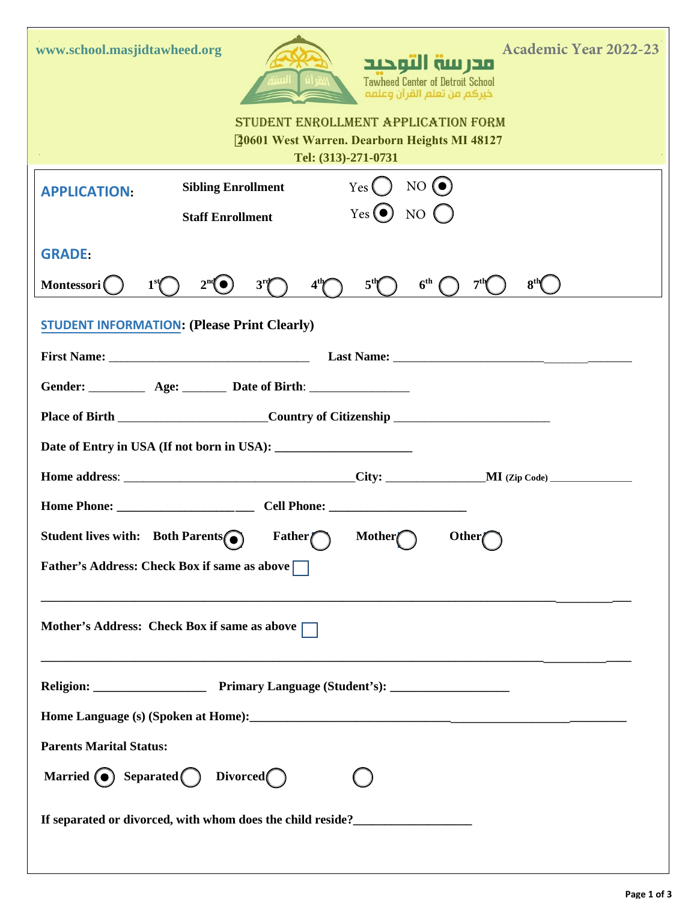www.school.masjidtawheed.org

مدرسة التوحيد

Tawheed Center of Detroit School

خيركم من تعلم القرآن وعلمه

Academic Year 2022-23

# STUDENT ENROLLMENT APPLICATION FORM

20601 West Warren. Dearborn Heights MI 48127

Tel: (313)-271-0731

**APPLICATION:**

**Sibling Enrollment** Yes ◯ NO ◉

**Staff Enrollment** Yes ◉ NO ◯

**GRADE:**

**Montessori** ◯ **1st** ◯ **2nd** ◉ **3rd** ◯ **4th** ◯ **5th** ◯ **6th** ◯ **7th** ◯ **8th** ◯

**STUDENT INFORMATION: (Please Print Clearly)**

**First Name:** ________________________________ **Last Name:** ________________________________________

**Gender:** _________ **Age:** _______ **Date of Birth**: ________________

**Place of Birth** ________________________ **Country of Citizenship** _________________________

**Date of Entry in USA (If not born in USA):** _____________________

**Home address**: ____________________________________ **City:** ________________ **MI** **(Zip Code)** ______________

**Home Phone:** _______________________ **Cell Phone:** _____________________

**Student lives with:** **Both Parents** ◉ **Father** ◯ **Mother** ◯ **Other** ◯

**Father's Address: Check Box if same as above** ☐

_____________________________________________________________________________________

**Mother's Address: Check Box if same as above** ☐

_____________________________________________________________________________________

**Religion:** __________________ **Primary Language (Student's):** ___________________

**Home Language (s) (Spoken at Home):** _____________________________________________________

**Parents Marital Status:**

**Married** ◉ **Separated** ◯ **Divorced** ◯ ◯

**If separated or divorced, with whom does the child reside?** __________________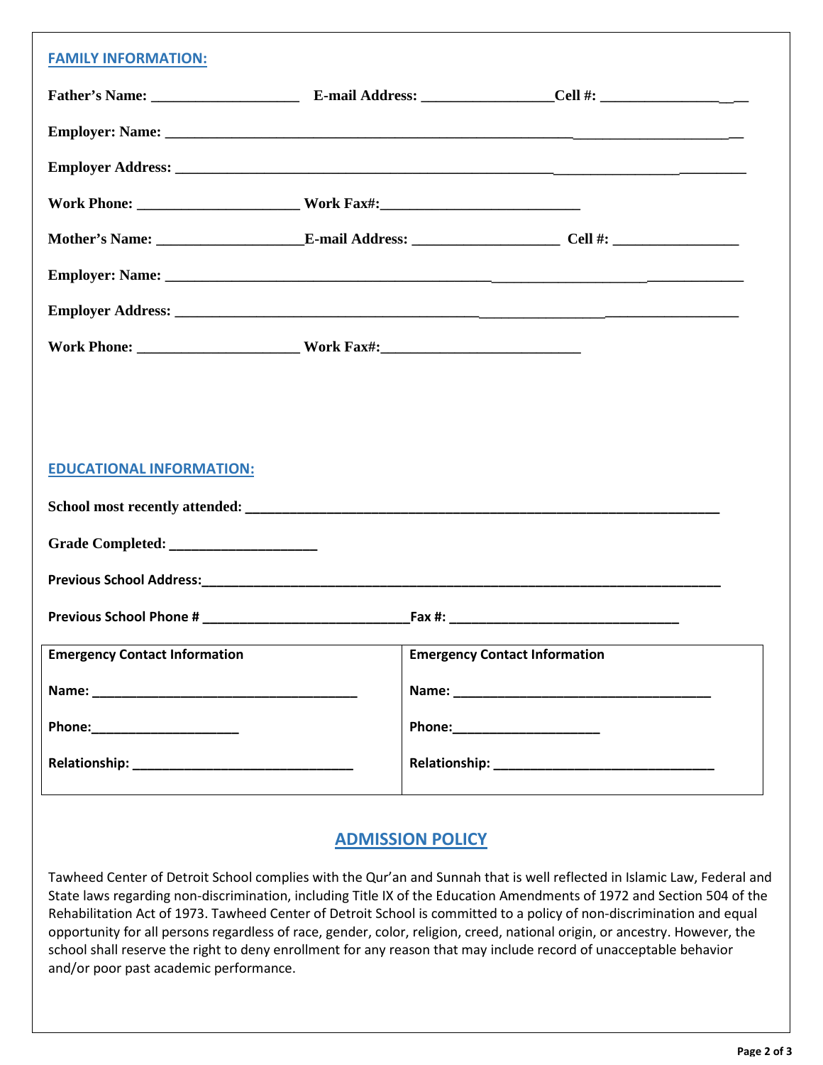## FAMILY INFORMATION:

**Father's Name:** ____________________ **E-mail Address:** _________________ **Cell #:** ____________________

**Employer: Name:** ______________________________________________________________________________

**Employer Address:** ____________________________________________________________________________

**Work Phone:** _____________________ **Work Fax#:** __________________________

**Mother's Name:** ___________________ **E-mail Address:** ___________________ **Cell #:** ________________

**Employer: Name:** ______________________________________________________________________________

**Employer Address:** ____________________________________________________________________________

**Work Phone:** _____________________ **Work Fax#:** __________________________

## EDUCATIONAL INFORMATION:

**School most recently attended:** ______________________________________________________________

**Grade Completed:** ___________________

**Previous School Address:** ______________________________________________________________________

**Previous School Phone #** ___________________________ **Fax #:** ______________________________

| Emergency Contact Information | Emergency Contact Information |
|---|---|
| Name: ___________________________________ | Name: __________________________________ |
| Phone: ___________________ | Phone: ___________________ |
| Relationship: _____________________________ | Relationship: ____________________________ |

## ADMISSION POLICY

Tawheed Center of Detroit School complies with the Qur'an and Sunnah that is well reflected in Islamic Law, Federal and State laws regarding non-discrimination, including Title IX of the Education Amendments of 1972 and Section 504 of the Rehabilitation Act of 1973. Tawheed Center of Detroit School is committed to a policy of non-discrimination and equal opportunity for all persons regardless of race, gender, color, religion, creed, national origin, or ancestry. However, the school shall reserve the right to deny enrollment for any reason that may include record of unacceptable behavior and/or poor past academic performance.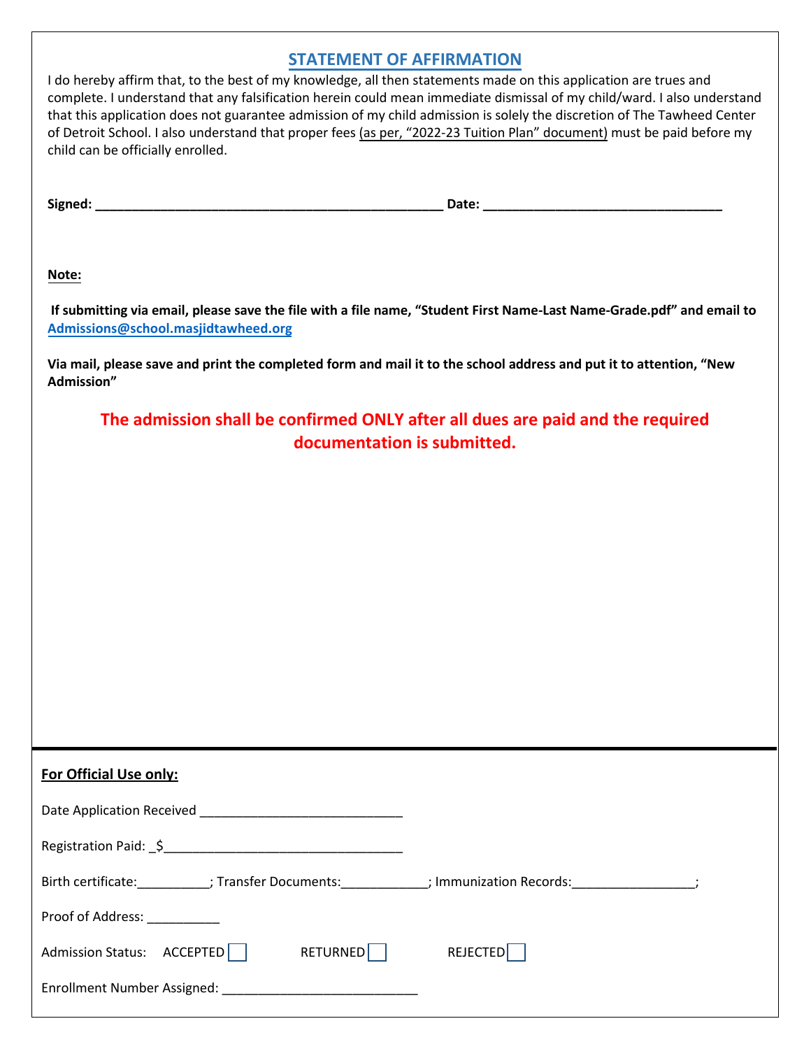## STATEMENT OF AFFIRMATION

I do hereby affirm that, to the best of my knowledge, all then statements made on this application are trues and complete. I understand that any falsification herein could mean immediate dismissal of my child/ward. I also understand that this application does not guarantee admission of my child admission is solely the discretion of The Tawheed Center of Detroit School. I also understand that proper fees (as per, "2022-23 Tuition Plan" document) must be paid before my child can be officially enrolled.

**Signed: \_\_\_\_\_\_\_\_\_\_\_\_\_\_\_\_\_\_\_\_\_\_\_\_\_\_\_\_\_\_\_\_\_\_\_\_\_\_\_\_\_\_\_\_\_\_\_\_ Date: \_\_\_\_\_\_\_\_\_\_\_\_\_\_\_\_\_\_\_\_\_\_\_\_\_\_\_\_\_\_\_\_\_\_**

**Note:**

**If submitting via email, please save the file with a file name, "Student First Name-Last Name-Grade.pdf" and email to Admissions@school.masjidtawheed.org**

**Via mail, please save and print the completed form and mail it to the school address and put it to attention, "New Admission"**

**The admission shall be confirmed ONLY after all dues are paid and the required documentation is submitted.**

---

**For Official Use only:**

Date Application Received \_\_\_\_\_\_\_\_\_\_\_\_\_\_\_\_\_\_\_\_\_\_\_\_\_\_\_\_

Registration Paid: \_$\_\_\_\_\_\_\_\_\_\_\_\_\_\_\_\_\_\_\_\_\_\_\_\_\_\_\_\_\_\_\_\_\_

Birth certificate:\_\_\_\_\_\_\_\_\_\_; Transfer Documents:\_\_\_\_\_\_\_\_\_\_\_\_; Immunization Records:\_\_\_\_\_\_\_\_\_\_\_\_\_\_\_\_\_;

Proof of Address: \_\_\_\_\_\_\_\_\_\_

Admission Status: ACCEPTED ☐ RETURNED ☐ REJECTED ☐

Enrollment Number Assigned: \_\_\_\_\_\_\_\_\_\_\_\_\_\_\_\_\_\_\_\_\_\_\_\_\_\_\_\_